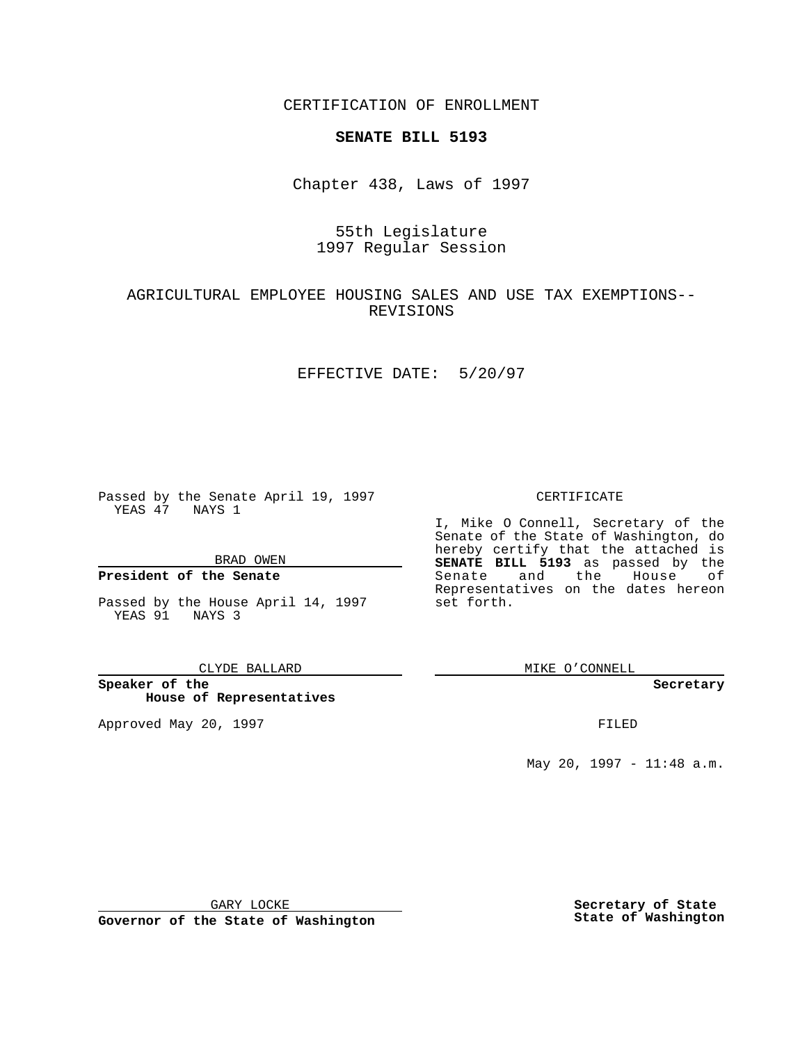CERTIFICATION OF ENROLLMENT

**SENATE BILL 5193**

Chapter 438, Laws of 1997

55th Legislature
1997 Regular Session

AGRICULTURAL EMPLOYEE HOUSING SALES AND USE TAX EXEMPTIONS--REVISIONS

EFFECTIVE DATE: 5/20/97

Passed by the Senate April 19, 1997
YEAS 47 NAYS 1

BRAD OWEN

**President of the Senate**

Passed by the House April 14, 1997
YEAS 91 NAYS 3

CLYDE BALLARD

**Speaker of the House of Representatives**

Approved May 20, 1997

GARY LOCKE

**Governor of the State of Washington**

CERTIFICATE

I, Mike O Connell, Secretary of the Senate of the State of Washington, do hereby certify that the attached is **SENATE BILL 5193** as passed by the Senate and the House of Representatives on the dates hereon set forth.

MIKE O'CONNELL

**Secretary**

FILED

May 20, 1997 - 11:48 a.m.

**Secretary of State**
**State of Washington**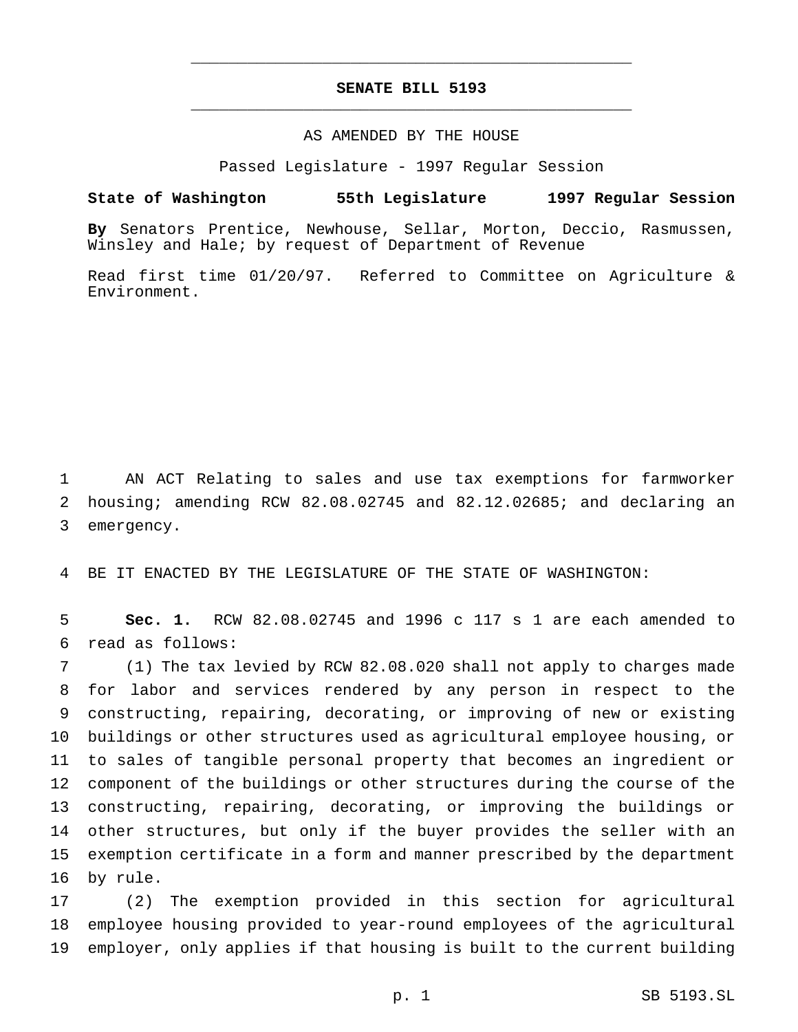**SENATE BILL 5193**

AS AMENDED BY THE HOUSE

Passed Legislature - 1997 Regular Session

**State of Washington 55th Legislature 1997 Regular Session**

**By** Senators Prentice, Newhouse, Sellar, Morton, Deccio, Rasmussen, Winsley and Hale; by request of Department of Revenue

Read first time 01/20/97. Referred to Committee on Agriculture & Environment.

AN ACT Relating to sales and use tax exemptions for farmworker housing; amending RCW 82.08.02745 and 82.12.02685; and declaring an emergency.

BE IT ENACTED BY THE LEGISLATURE OF THE STATE OF WASHINGTON:

**Sec. 1.** RCW 82.08.02745 and 1996 c 117 s 1 are each amended to read as follows:

(1) The tax levied by RCW 82.08.020 shall not apply to charges made for labor and services rendered by any person in respect to the constructing, repairing, decorating, or improving of new or existing buildings or other structures used as agricultural employee housing, or to sales of tangible personal property that becomes an ingredient or component of the buildings or other structures during the course of the constructing, repairing, decorating, or improving the buildings or other structures, but only if the buyer provides the seller with an exemption certificate in a form and manner prescribed by the department by rule.

(2) The exemption provided in this section for agricultural employee housing provided to year-round employees of the agricultural employer, only applies if that housing is built to the current building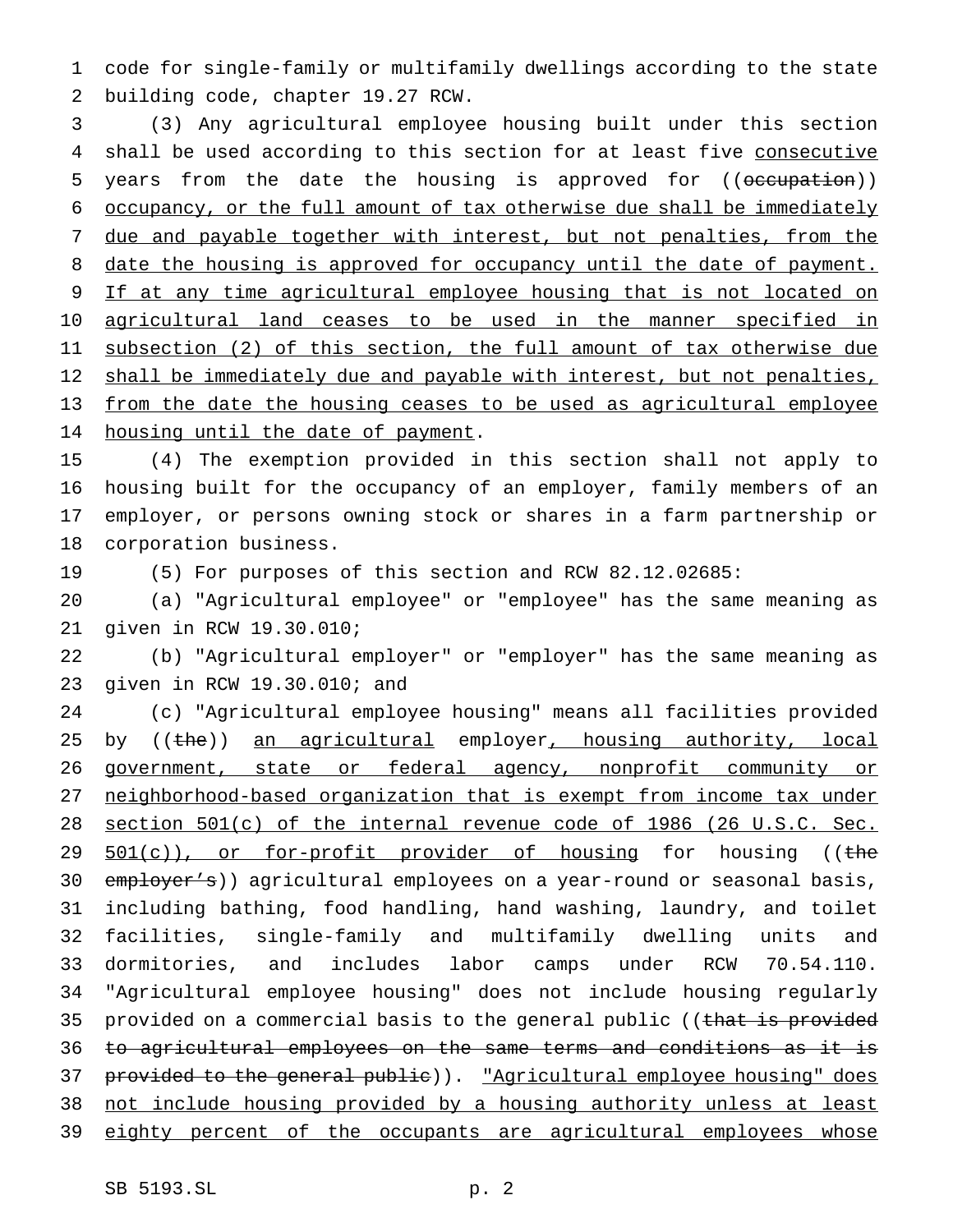code for single-family or multifamily dwellings according to the state building code, chapter 19.27 RCW.

(3) Any agricultural employee housing built under this section shall be used according to this section for at least five consecutive years from the date the housing is approved for ((~~occupation~~)) occupancy, or the full amount of tax otherwise due shall be immediately due and payable together with interest, but not penalties, from the date the housing is approved for occupancy until the date of payment. If at any time agricultural employee housing that is not located on agricultural land ceases to be used in the manner specified in subsection (2) of this section, the full amount of tax otherwise due shall be immediately due and payable with interest, but not penalties, from the date the housing ceases to be used as agricultural employee housing until the date of payment.

(4) The exemption provided in this section shall not apply to housing built for the occupancy of an employer, family members of an employer, or persons owning stock or shares in a farm partnership or corporation business.

(5) For purposes of this section and RCW 82.12.02685:

(a) "Agricultural employee" or "employee" has the same meaning as given in RCW 19.30.010;

(b) "Agricultural employer" or "employer" has the same meaning as given in RCW 19.30.010; and

(c) "Agricultural employee housing" means all facilities provided by ((~~the~~)) an agricultural employer, housing authority, local government, state or federal agency, nonprofit community or neighborhood-based organization that is exempt from income tax under section 501(c) of the internal revenue code of 1986 (26 U.S.C. Sec. 501(c)), or for-profit provider of housing for housing ((~~the employer's~~)) agricultural employees on a year-round or seasonal basis, including bathing, food handling, hand washing, laundry, and toilet facilities, single-family and multifamily dwelling units and dormitories, and includes labor camps under RCW 70.54.110. "Agricultural employee housing" does not include housing regularly provided on a commercial basis to the general public ((~~that is provided to agricultural employees on the same terms and conditions as it is provided to the general public~~)). "Agricultural employee housing" does not include housing provided by a housing authority unless at least eighty percent of the occupants are agricultural employees whose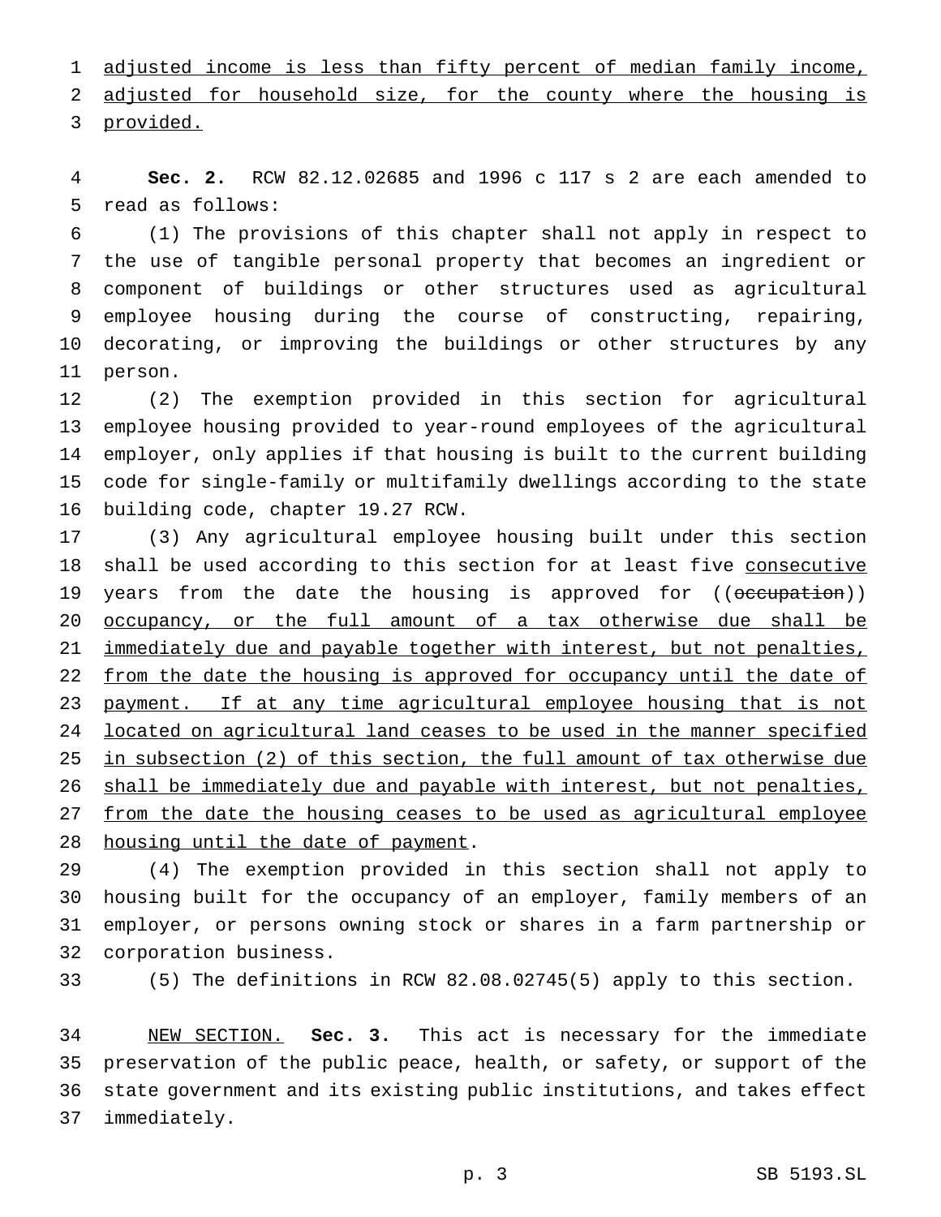adjusted income is less than fifty percent of median family income, adjusted for household size, for the county where the housing is provided.

**Sec. 2.** RCW 82.12.02685 and 1996 c 117 s 2 are each amended to read as follows:

(1) The provisions of this chapter shall not apply in respect to the use of tangible personal property that becomes an ingredient or component of buildings or other structures used as agricultural employee housing during the course of constructing, repairing, decorating, or improving the buildings or other structures by any person.

(2) The exemption provided in this section for agricultural employee housing provided to year-round employees of the agricultural employer, only applies if that housing is built to the current building code for single-family or multifamily dwellings according to the state building code, chapter 19.27 RCW.

(3) Any agricultural employee housing built under this section shall be used according to this section for at least five consecutive years from the date the housing is approved for ((~~occupation~~)) occupancy, or the full amount of a tax otherwise due shall be immediately due and payable together with interest, but not penalties, from the date the housing is approved for occupancy until the date of payment. If at any time agricultural employee housing that is not located on agricultural land ceases to be used in the manner specified in subsection (2) of this section, the full amount of tax otherwise due shall be immediately due and payable with interest, but not penalties, from the date the housing ceases to be used as agricultural employee housing until the date of payment.

(4) The exemption provided in this section shall not apply to housing built for the occupancy of an employer, family members of an employer, or persons owning stock or shares in a farm partnership or corporation business.

(5) The definitions in RCW 82.08.02745(5) apply to this section.

NEW SECTION. **Sec. 3.** This act is necessary for the immediate preservation of the public peace, health, or safety, or support of the state government and its existing public institutions, and takes effect immediately.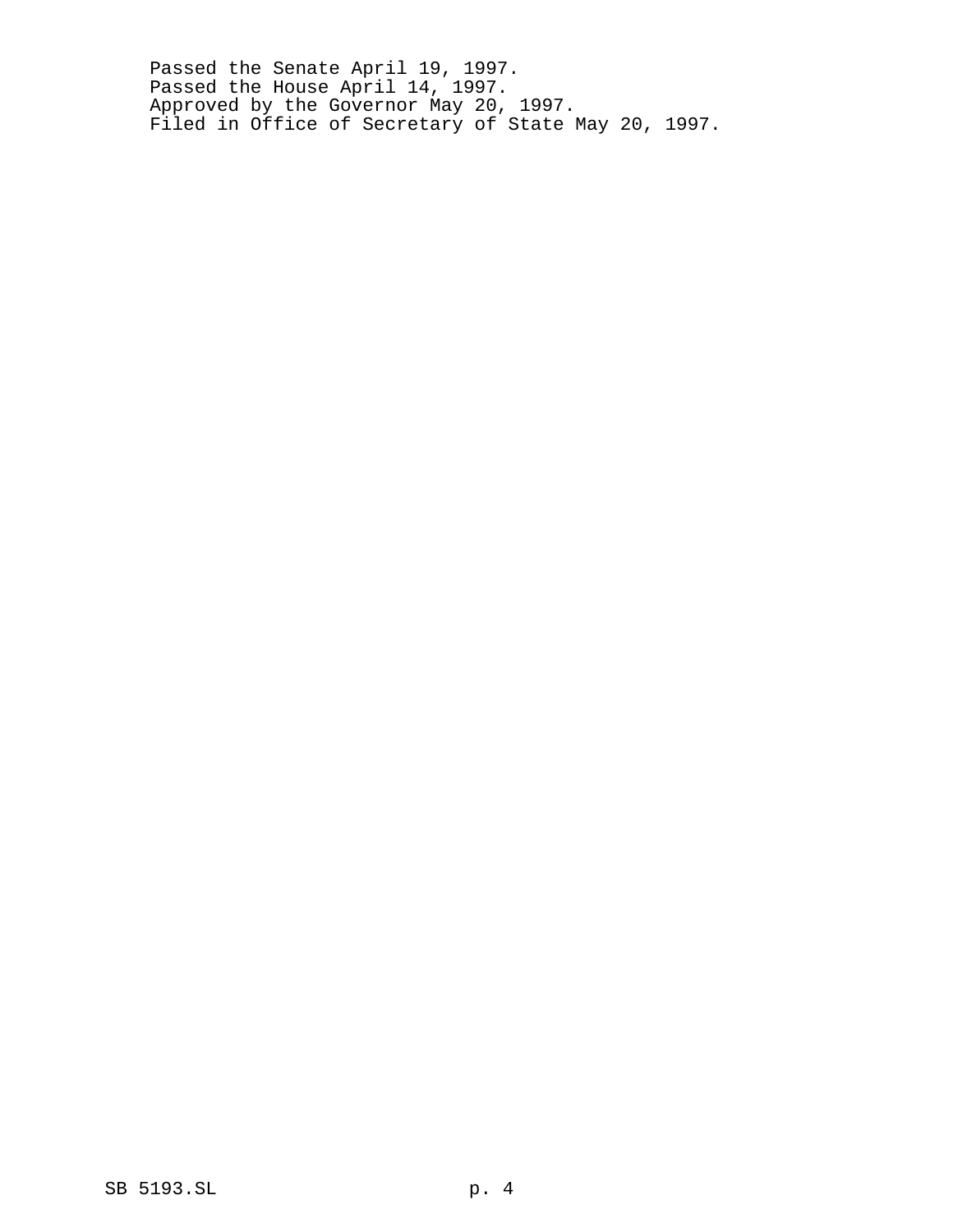Passed the Senate April 19, 1997.
Passed the House April 14, 1997.
Approved by the Governor May 20, 1997.
Filed in Office of Secretary of State May 20, 1997.